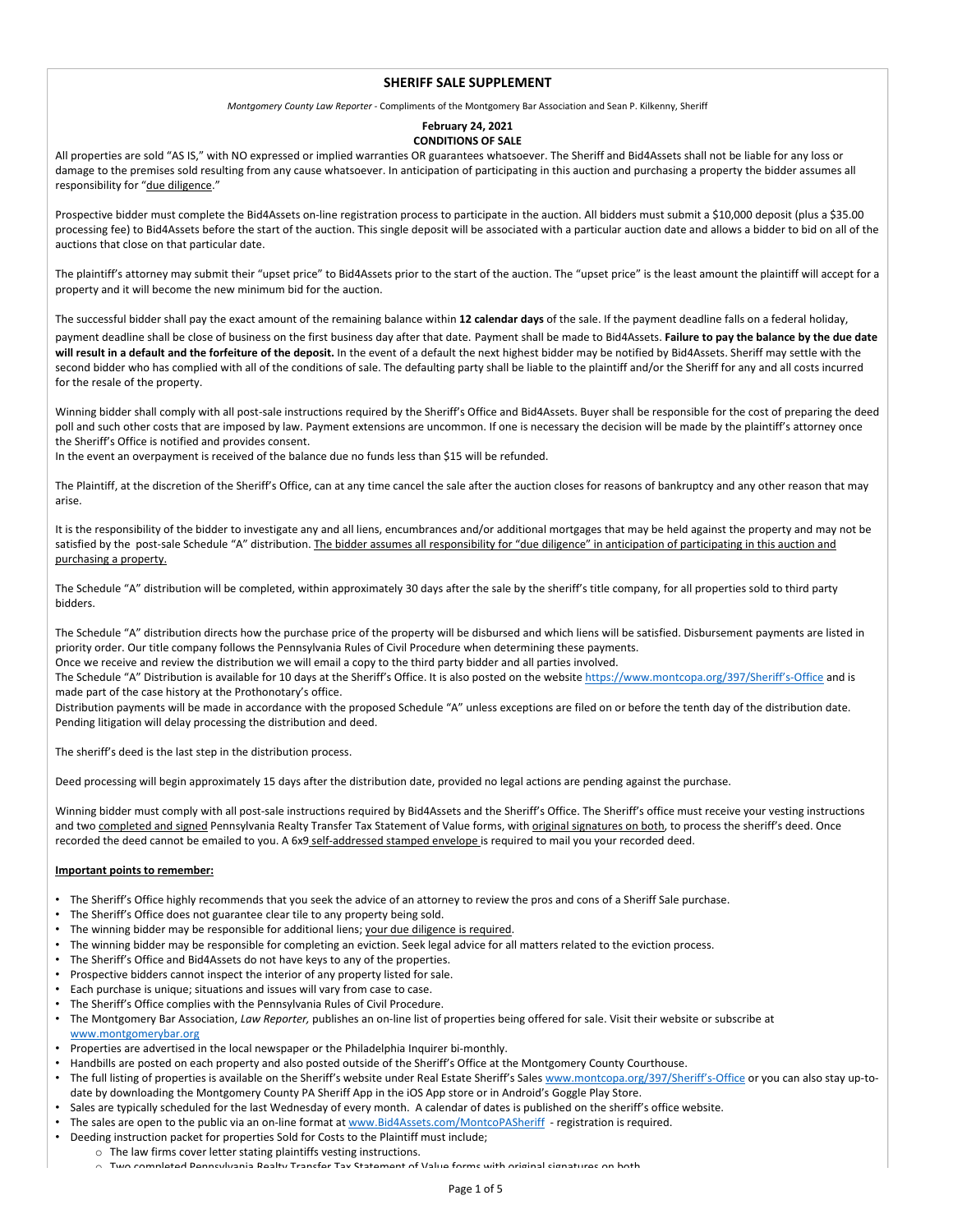# SHERIFF SALE SUPPLEMENT

*Montgomery County Law Reporter* - Compliments of the Montgomery Bar Association and Sean P. Kilkenny, Sheriff

**February 24, 2021**

**CONDITIONS OF SALE**

All properties are sold "AS IS," with NO expressed or implied warranties OR guarantees whatsoever. The Sheriff and Bid4Assets shall not be liable for any loss or damage to the premises sold resulting from any cause whatsoever. In anticipation of participating in this auction and purchasing a property the bidder assumes all responsibility for "due diligence."

Prospective bidder must complete the Bid4Assets on-line registration process to participate in the auction. All bidders must submit a $10,000 deposit (plus a $35.00 processing fee) to Bid4Assets before the start of the auction. This single deposit will be associated with a particular auction date and allows a bidder to bid on all of the auctions that close on that particular date.

The plaintiff's attorney may submit their "upset price" to Bid4Assets prior to the start of the auction. The "upset price" is the least amount the plaintiff will accept for a property and it will become the new minimum bid for the auction.

The successful bidder shall pay the exact amount of the remaining balance within **12 calendar days** of the sale. If the payment deadline falls on a federal holiday, payment deadline shall be close of business on the first business day after that date. Payment shall be made to Bid4Assets. **Failure to pay the balance by the due date will result in a default and the forfeiture of the deposit.** In the event of a default the next highest bidder may be notified by Bid4Assets. Sheriff may settle with the second bidder who has complied with all of the conditions of sale. The defaulting party shall be liable to the plaintiff and/or the Sheriff for any and all costs incurred for the resale of the property.

Winning bidder shall comply with all post-sale instructions required by the Sheriff's Office and Bid4Assets. Buyer shall be responsible for the cost of preparing the deed poll and such other costs that are imposed by law. Payment extensions are uncommon. If one is necessary the decision will be made by the plaintiff's attorney once the Sheriff's Office is notified and provides consent.
In the event an overpayment is received of the balance due no funds less than $15 will be refunded.

The Plaintiff, at the discretion of the Sheriff's Office, can at any time cancel the sale after the auction closes for reasons of bankruptcy and any other reason that may arise.

It is the responsibility of the bidder to investigate any and all liens, encumbrances and/or additional mortgages that may be held against the property and may not be satisfied by the post-sale Schedule "A" distribution. The bidder assumes all responsibility for "due diligence" in anticipation of participating in this auction and purchasing a property.

The Schedule "A" distribution will be completed, within approximately 30 days after the sale by the sheriff's title company, for all properties sold to third party bidders.

The Schedule "A" distribution directs how the purchase price of the property will be disbursed and which liens will be satisfied. Disbursement payments are listed in priority order. Our title company follows the Pennsylvania Rules of Civil Procedure when determining these payments.
Once we receive and review the distribution we will email a copy to the third party bidder and all parties involved.
The Schedule "A" Distribution is available for 10 days at the Sheriff's Office. It is also posted on the website https://www.montcopa.org/397/Sheriff's-Office and is made part of the case history at the Prothonotary's office.
Distribution payments will be made in accordance with the proposed Schedule "A" unless exceptions are filed on or before the tenth day of the distribution date. Pending litigation will delay processing the distribution and deed.

The sheriff's deed is the last step in the distribution process.

Deed processing will begin approximately 15 days after the distribution date, provided no legal actions are pending against the purchase.

Winning bidder must comply with all post-sale instructions required by Bid4Assets and the Sheriff's Office. The Sheriff's office must receive your vesting instructions and two completed and signed Pennsylvania Realty Transfer Tax Statement of Value forms, with original signatures on both, to process the sheriff's deed. Once recorded the deed cannot be emailed to you. A 6x9 self-addressed stamped envelope is required to mail you your recorded deed.

**Important points to remember:**

- The Sheriff's Office highly recommends that you seek the advice of an attorney to review the pros and cons of a Sheriff Sale purchase.
- The Sheriff's Office does not guarantee clear tile to any property being sold.
- The winning bidder may be responsible for additional liens; your due diligence is required.
- The winning bidder may be responsible for completing an eviction. Seek legal advice for all matters related to the eviction process.
- The Sheriff's Office and Bid4Assets do not have keys to any of the properties.
- Prospective bidders cannot inspect the interior of any property listed for sale.
- Each purchase is unique; situations and issues will vary from case to case.
- The Sheriff's Office complies with the Pennsylvania Rules of Civil Procedure.
- The Montgomery Bar Association, *Law Reporter,* publishes an on-line list of properties being offered for sale. Visit their website or subscribe at www.montgomerybar.org
- Properties are advertised in the local newspaper or the Philadelphia Inquirer bi-monthly.
- Handbills are posted on each property and also posted outside of the Sheriff's Office at the Montgomery County Courthouse.
- The full listing of properties is available on the Sheriff's website under Real Estate Sheriff's Sales www.montcopa.org/397/Sheriff's-Office or you can also stay up-to-date by downloading the Montgomery County PA Sheriff App in the iOS App store or in Android's Goggle Play Store.
- Sales are typically scheduled for the last Wednesday of every month. A calendar of dates is published on the sheriff's office website.
- The sales are open to the public via an on-line format at www.Bid4Assets.com/MontcoPASheriff - registration is required.
- Deeding instruction packet for properties Sold for Costs to the Plaintiff must include;
  - The law firms cover letter stating plaintiffs vesting instructions.
  - Two completed Pennsylvania Realty Transfer Tax Statement of Value forms with original signatures on both.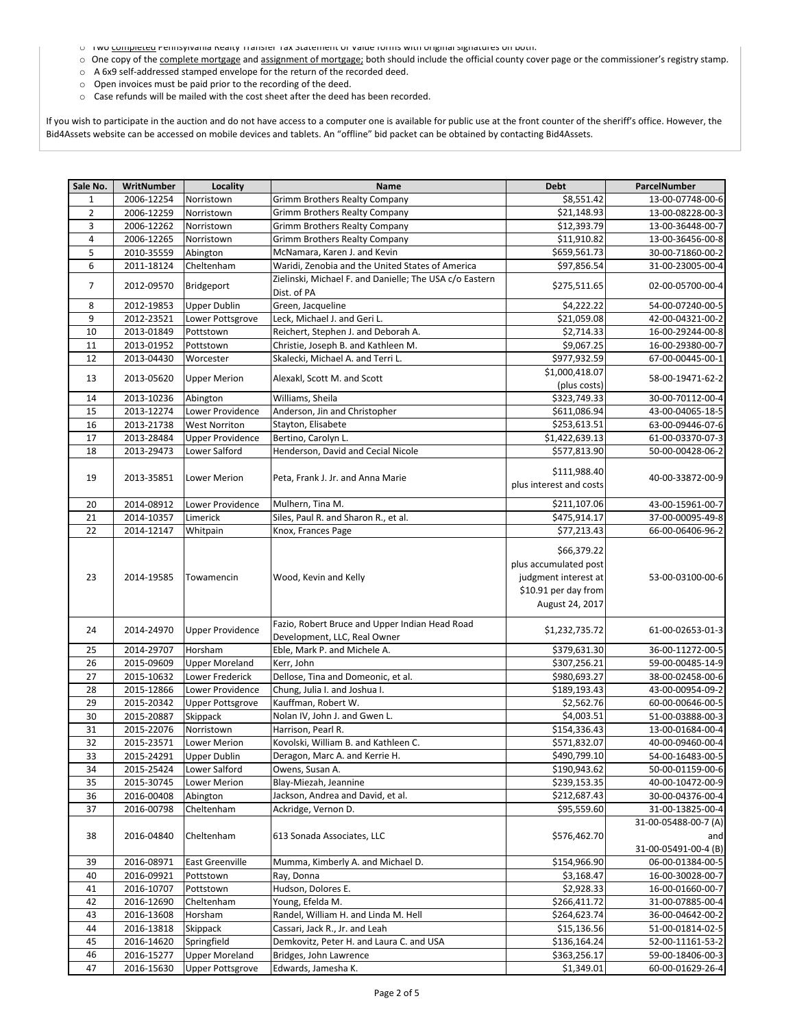- Two completed Pennsylvania Realty Transfer Tax Statement of Value forms with original signatures on both.
- One copy of the complete mortgage and assignment of mortgage; both should include the official county cover page or the commissioner's registry stamp.
- A 6x9 self-addressed stamped envelope for the return of the recorded deed.
- Open invoices must be paid prior to the recording of the deed.
- Case refunds will be mailed with the cost sheet after the deed has been recorded.

If you wish to participate in the auction and do not have access to a computer one is available for public use at the front counter of the sheriff's office. However, the Bid4Assets website can be accessed on mobile devices and tablets. An "offline" bid packet can be obtained by contacting Bid4Assets.

| Sale No. | WritNumber | Locality | Name | Debt | ParcelNumber |
|---|---|---|---|---|---|
| 1 | 2006-12254 | Norristown | Grimm Brothers Realty Company | $8,551.42 | 13-00-07748-00-6 |
| 2 | 2006-12259 | Norristown | Grimm Brothers Realty Company | $21,148.93 | 13-00-08228-00-3 |
| 3 | 2006-12262 | Norristown | Grimm Brothers Realty Company | $12,393.79 | 13-00-36448-00-7 |
| 4 | 2006-12265 | Norristown | Grimm Brothers Realty Company | $11,910.82 | 13-00-36456-00-8 |
| 5 | 2010-35559 | Abington | McNamara, Karen J. and Kevin | $659,561.73 | 30-00-71860-00-2 |
| 6 | 2011-18124 | Cheltenham | Waridi, Zenobia and the United States of America | $97,856.54 | 31-00-23005-00-4 |
| 7 | 2012-09570 | Bridgeport | Zielinski, Michael F. and Danielle; The USA c/o Eastern Dist. of PA | $275,511.65 | 02-00-05700-00-4 |
| 8 | 2012-19853 | Upper Dublin | Green, Jacqueline | $4,222.22 | 54-00-07240-00-5 |
| 9 | 2012-23521 | Lower Pottsgrove | Leck, Michael J. and Geri L. | $21,059.08 | 42-00-04321-00-2 |
| 10 | 2013-01849 | Pottstown | Reichert, Stephen J. and Deborah A. | $2,714.33 | 16-00-29244-00-8 |
| 11 | 2013-01952 | Pottstown | Christie, Joseph B. and Kathleen M. | $9,067.25 | 16-00-29380-00-7 |
| 12 | 2013-04430 | Worcester | Skalecki, Michael A. and Terri L. | $977,932.59 | 67-00-00445-00-1 |
| 13 | 2013-05620 | Upper Merion | Alexakl, Scott M. and Scott | $1,000,418.07 (plus costs) | 58-00-19471-62-2 |
| 14 | 2013-10236 | Abington | Williams, Sheila | $323,749.33 | 30-00-70112-00-4 |
| 15 | 2013-12274 | Lower Providence | Anderson, Jin and Christopher | $611,086.94 | 43-00-04065-18-5 |
| 16 | 2013-21738 | West Norriton | Stayton, Elisabete | $253,613.51 | 63-00-09446-07-6 |
| 17 | 2013-28484 | Upper Providence | Bertino, Carolyn L. | $1,422,639.13 | 61-00-03370-07-3 |
| 18 | 2013-29473 | Lower Salford | Henderson, David and Cecial Nicole | $577,813.90 | 50-00-00428-06-2 |
| 19 | 2013-35851 | Lower Merion | Peta, Frank J. Jr. and Anna Marie | $111,988.40 plus interest and costs | 40-00-33872-00-9 |
| 20 | 2014-08912 | Lower Providence | Mulhern, Tina M. | $211,107.06 | 43-00-15961-00-7 |
| 21 | 2014-10357 | Limerick | Siles, Paul R. and Sharon R., et al. | $475,914.17 | 37-00-00095-49-8 |
| 22 | 2014-12147 | Whitpain | Knox, Frances Page | $77,213.43 | 66-00-06406-96-2 |
| 23 | 2014-19585 | Towamencin | Wood, Kevin and Kelly | $66,379.22 plus accumulated post judgment interest at $10.91 per day from August 24, 2017 | 53-00-03100-00-6 |
| 24 | 2014-24970 | Upper Providence | Fazio, Robert Bruce and Upper Indian Head Road Development, LLC, Real Owner | $1,232,735.72 | 61-00-02653-01-3 |
| 25 | 2014-29707 | Horsham | Eble, Mark P. and Michele A. | $379,631.30 | 36-00-11272-00-5 |
| 26 | 2015-09609 | Upper Moreland | Kerr, John | $307,256.21 | 59-00-00485-14-9 |
| 27 | 2015-10632 | Lower Frederick | Dellose, Tina and Domeonic, et al. | $980,693.27 | 38-00-02458-00-6 |
| 28 | 2015-12866 | Lower Providence | Chung, Julia I. and Joshua I. | $189,193.43 | 43-00-00954-09-2 |
| 29 | 2015-20342 | Upper Pottsgrove | Kauffman, Robert W. | $2,562.76 | 60-00-00646-00-5 |
| 30 | 2015-20887 | Skippack | Nolan IV, John J. and Gwen L. | $4,003.51 | 51-00-03888-00-3 |
| 31 | 2015-22076 | Norristown | Harrison, Pearl R. | $154,336.43 | 13-00-01684-00-4 |
| 32 | 2015-23571 | Lower Merion | Kovolski, William B. and Kathleen C. | $571,832.07 | 40-00-09460-00-4 |
| 33 | 2015-24291 | Upper Dublin | Deragon, Marc A. and Kerrie H. | $490,799.10 | 54-00-16483-00-5 |
| 34 | 2015-25424 | Lower Salford | Owens, Susan A. | $190,943.62 | 50-00-01159-00-6 |
| 35 | 2015-30745 | Lower Merion | Blay-Miezah, Jeannine | $239,153.35 | 40-00-10472-00-9 |
| 36 | 2016-00408 | Abington | Jackson, Andrea and David, et al. | $212,687.43 | 30-00-04376-00-4 |
| 37 | 2016-00798 | Cheltenham | Ackridge, Vernon D. | $95,559.60 | 31-00-13825-00-4 |
| 38 | 2016-04840 | Cheltenham | 613 Sonada Associates, LLC | $576,462.70 | 31-00-05488-00-7 (A) and 31-00-05491-00-4 (B) |
| 39 | 2016-08971 | East Greenville | Mumma, Kimberly A. and Michael D. | $154,966.90 | 06-00-01384-00-5 |
| 40 | 2016-09921 | Pottstown | Ray, Donna | $3,168.47 | 16-00-30028-00-7 |
| 41 | 2016-10707 | Pottstown | Hudson, Dolores E. | $2,928.33 | 16-00-01660-00-7 |
| 42 | 2016-12690 | Cheltenham | Young, Efelda M. | $266,411.72 | 31-00-07885-00-4 |
| 43 | 2016-13608 | Horsham | Randel, William H. and Linda M. Hell | $264,623.74 | 36-00-04642-00-2 |
| 44 | 2016-13818 | Skippack | Cassari, Jack R., Jr. and Leah | $15,136.56 | 51-00-01814-02-5 |
| 45 | 2016-14620 | Springfield | Demkovitz, Peter H. and Laura C. and USA | $136,164.24 | 52-00-11161-53-2 |
| 46 | 2016-15277 | Upper Moreland | Bridges, John Lawrence | $363,256.17 | 59-00-18406-00-3 |
| 47 | 2016-15630 | Upper Pottsgrove | Edwards, Jamesha K. | $1,349.01 | 60-00-01629-26-4 |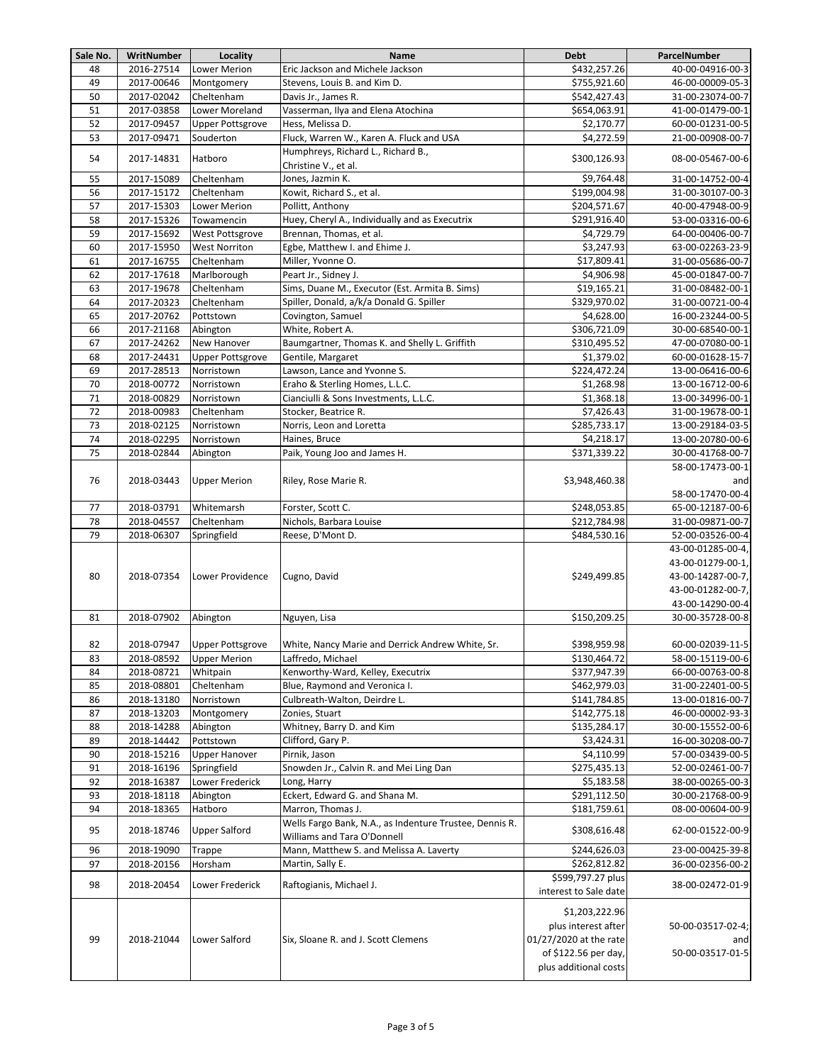| Sale No. | WritNumber | Locality | Name | Debt | ParcelNumber |
|---|---|---|---|---|---|
| 48 | 2016-27514 | Lower Merion | Eric Jackson and Michele Jackson | $432,257.26 | 40-00-04916-00-3 |
| 49 | 2017-00646 | Montgomery | Stevens, Louis B. and Kim D. | $755,921.60 | 46-00-00009-05-3 |
| 50 | 2017-02042 | Cheltenham | Davis Jr., James R. | $542,427.43 | 31-00-23074-00-7 |
| 51 | 2017-03858 | Lower Moreland | Vasserman, Ilya and Elena Atochina | $654,063.91 | 41-00-01479-00-1 |
| 52 | 2017-09457 | Upper Pottsgrove | Hess, Melissa D. | $2,170.77 | 60-00-01231-00-5 |
| 53 | 2017-09471 | Souderton | Fluck, Warren W., Karen A. Fluck and USA | $4,272.59 | 21-00-00908-00-7 |
| 54 | 2017-14831 | Hatboro | Humphreys, Richard L., Richard B., Christine V., et al. | $300,126.93 | 08-00-05467-00-6 |
| 55 | 2017-15089 | Cheltenham | Jones, Jazmin K. | $9,764.48 | 31-00-14752-00-4 |
| 56 | 2017-15172 | Cheltenham | Kowit, Richard S., et al. | $199,004.98 | 31-00-30107-00-3 |
| 57 | 2017-15303 | Lower Merion | Pollitt, Anthony | $204,571.67 | 40-00-47948-00-9 |
| 58 | 2017-15326 | Towamencin | Huey, Cheryl A., Individually and as Executrix | $291,916.40 | 53-00-03316-00-6 |
| 59 | 2017-15692 | West Pottsgrove | Brennan, Thomas, et al. | $4,729.79 | 64-00-00406-00-7 |
| 60 | 2017-15950 | West Norriton | Egbe, Matthew I. and Ehime J. | $3,247.93 | 63-00-02263-23-9 |
| 61 | 2017-16755 | Cheltenham | Miller, Yvonne O. | $17,809.41 | 31-00-05686-00-7 |
| 62 | 2017-17618 | Marlborough | Peart Jr., Sidney J. | $4,906.98 | 45-00-01847-00-7 |
| 63 | 2017-19678 | Cheltenham | Sims, Duane M., Executor (Est. Armita B. Sims) | $19,165.21 | 31-00-08482-00-1 |
| 64 | 2017-20323 | Cheltenham | Spiller, Donald, a/k/a Donald G. Spiller | $329,970.02 | 31-00-00721-00-4 |
| 65 | 2017-20762 | Pottstown | Covington, Samuel | $4,628.00 | 16-00-23244-00-5 |
| 66 | 2017-21168 | Abington | White, Robert A. | $306,721.09 | 30-00-68540-00-1 |
| 67 | 2017-24262 | New Hanover | Baumgartner, Thomas K. and Shelly L. Griffith | $310,495.52 | 47-00-07080-00-1 |
| 68 | 2017-24431 | Upper Pottsgrove | Gentile, Margaret | $1,379.02 | 60-00-01628-15-7 |
| 69 | 2017-28513 | Norristown | Lawson, Lance and Yvonne S. | $224,472.24 | 13-00-06416-00-6 |
| 70 | 2018-00772 | Norristown | Eraho & Sterling Homes, L.L.C. | $1,268.98 | 13-00-16712-00-6 |
| 71 | 2018-00829 | Norristown | Cianciulli & Sons Investments, L.L.C. | $1,368.18 | 13-00-34996-00-1 |
| 72 | 2018-00983 | Cheltenham | Stocker, Beatrice R. | $7,426.43 | 31-00-19678-00-1 |
| 73 | 2018-02125 | Norristown | Norris, Leon and Loretta | $285,733.17 | 13-00-29184-03-5 |
| 74 | 2018-02295 | Norristown | Haines, Bruce | $4,218.17 | 13-00-20780-00-6 |
| 75 | 2018-02844 | Abington | Paik, Young Joo and James H. | $371,339.22 | 30-00-41768-00-7 |
| 76 | 2018-03443 | Upper Merion | Riley, Rose Marie R. | $3,948,460.38 | 58-00-17473-00-1 and 58-00-17470-00-4 |
| 77 | 2018-03791 | Whitemarsh | Forster, Scott C. | $248,053.85 | 65-00-12187-00-6 |
| 78 | 2018-04557 | Cheltenham | Nichols, Barbara Louise | $212,784.98 | 31-00-09871-00-7 |
| 79 | 2018-06307 | Springfield | Reese, D'Mont D. | $484,530.16 | 52-00-03526-00-4 |
| 80 | 2018-07354 | Lower Providence | Cugno, David | $249,499.85 | 43-00-01285-00-4, 43-00-01279-00-1, 43-00-14287-00-7, 43-00-01282-00-7, 43-00-14290-00-4 |
| 81 | 2018-07902 | Abington | Nguyen, Lisa | $150,209.25 | 30-00-35728-00-8 |
| 82 | 2018-07947 | Upper Pottsgrove | White, Nancy Marie and Derrick Andrew White, Sr. | $398,959.98 | 60-00-02039-11-5 |
| 83 | 2018-08592 | Upper Merion | Laffredo, Michael | $130,464.72 | 58-00-15119-00-6 |
| 84 | 2018-08721 | Whitpain | Kenworthy-Ward, Kelley, Executrix | $377,947.39 | 66-00-00763-00-8 |
| 85 | 2018-08801 | Cheltenham | Blue, Raymond and Veronica I. | $462,979.03 | 31-00-22401-00-5 |
| 86 | 2018-13180 | Norristown | Culbreath-Walton, Deirdre L. | $141,784.85 | 13-00-01816-00-7 |
| 87 | 2018-13203 | Montgomery | Zonies, Stuart | $142,775.18 | 46-00-00002-93-3 |
| 88 | 2018-14288 | Abington | Whitney, Barry D. and Kim | $135,284.17 | 30-00-15552-00-6 |
| 89 | 2018-14442 | Pottstown | Clifford, Gary P. | $3,424.31 | 16-00-30208-00-7 |
| 90 | 2018-15216 | Upper Hanover | Pirnik, Jason | $4,110.99 | 57-00-03439-00-5 |
| 91 | 2018-16196 | Springfield | Snowden Jr., Calvin R. and Mei Ling Dan | $275,435.13 | 52-00-02461-00-7 |
| 92 | 2018-16387 | Lower Frederick | Long, Harry | $5,183.58 | 38-00-00265-00-3 |
| 93 | 2018-18118 | Abington | Eckert, Edward G. and Shana M. | $291,112.50 | 30-00-21768-00-9 |
| 94 | 2018-18365 | Hatboro | Marron, Thomas J. | $181,759.61 | 08-00-00604-00-9 |
| 95 | 2018-18746 | Upper Salford | Wells Fargo Bank, N.A., as Indenture Trustee, Dennis R. Williams and Tara O'Donnell | $308,616.48 | 62-00-01522-00-9 |
| 96 | 2018-19090 | Trappe | Mann, Matthew S. and Melissa A. Laverty | $244,626.03 | 23-00-00425-39-8 |
| 97 | 2018-20156 | Horsham | Martin, Sally E. | $262,812.82 | 36-00-02356-00-2 |
| 98 | 2018-20454 | Lower Frederick | Raftogianis, Michael J. | $599,797.27 plus interest to Sale date | 38-00-02472-01-9 |
| 99 | 2018-21044 | Lower Salford | Six, Sloane R. and J. Scott Clemens | $1,203,222.96 plus interest after 01/27/2020 at the rate of $122.56 per day, plus additional costs | 50-00-03517-02-4; and 50-00-03517-01-5 |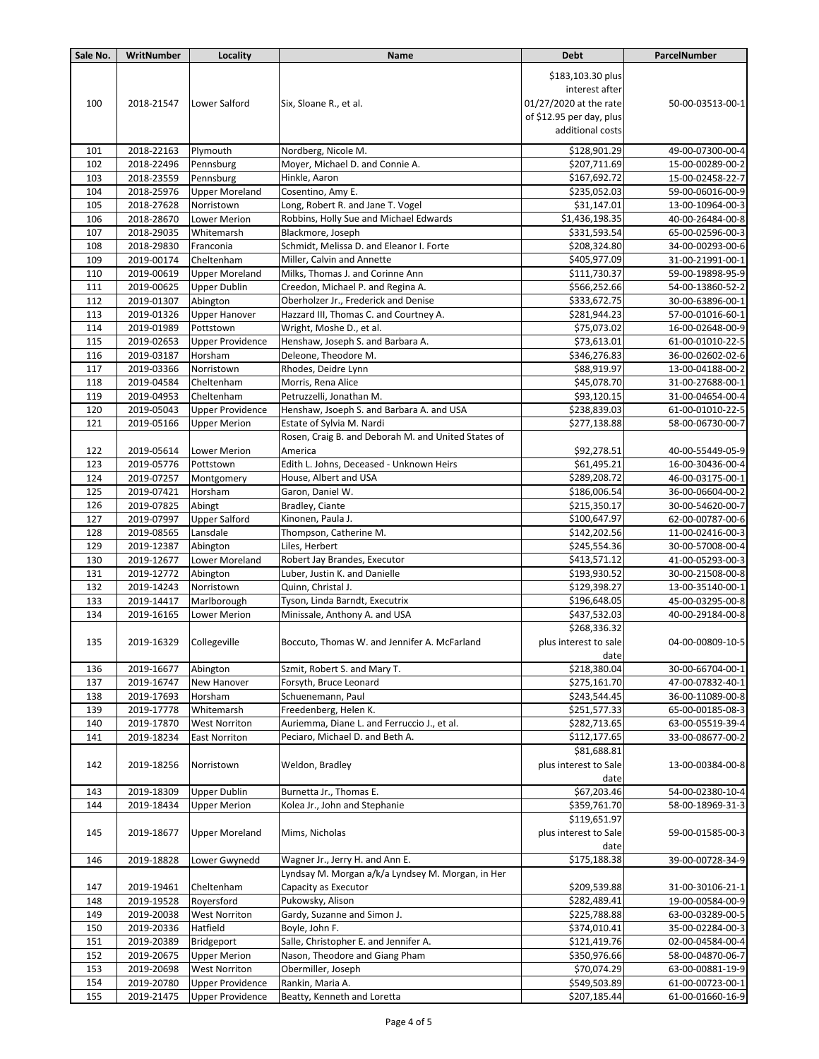| Sale No. | WritNumber | Locality | Name | Debt | ParcelNumber |
|---|---|---|---|---|---|
| 100 | 2018-21547 | Lower Salford | Six, Sloane R., et al. | $183,103.30 plus interest after 01/27/2020 at the rate of $12.95 per day, plus additional costs | 50-00-03513-00-1 |
| 101 | 2018-22163 | Plymouth | Nordberg, Nicole M. | $128,901.29 | 49-00-07300-00-4 |
| 102 | 2018-22496 | Pennsburg | Moyer, Michael D. and Connie A. | $207,711.69 | 15-00-00289-00-2 |
| 103 | 2018-23559 | Pennsburg | Hinkle, Aaron | $167,692.72 | 15-00-02458-22-7 |
| 104 | 2018-25976 | Upper Moreland | Cosentino, Amy E. | $235,052.03 | 59-00-06016-00-9 |
| 105 | 2018-27628 | Norristown | Long, Robert R. and Jane T. Vogel | $31,147.01 | 13-00-10964-00-3 |
| 106 | 2018-28670 | Lower Merion | Robbins, Holly Sue and Michael Edwards | $1,436,198.35 | 40-00-26484-00-8 |
| 107 | 2018-29035 | Whitemarsh | Blackmore, Joseph | $331,593.54 | 65-00-02596-00-3 |
| 108 | 2018-29830 | Franconia | Schmidt, Melissa D. and Eleanor I. Forte | $208,324.80 | 34-00-00293-00-6 |
| 109 | 2019-00174 | Cheltenham | Miller, Calvin and Annette | $405,977.09 | 31-00-21991-00-1 |
| 110 | 2019-00619 | Upper Moreland | Milks, Thomas J. and Corinne Ann | $111,730.37 | 59-00-19898-95-9 |
| 111 | 2019-00625 | Upper Dublin | Creedon, Michael P. and Regina A. | $566,252.66 | 54-00-13860-52-2 |
| 112 | 2019-01307 | Abington | Oberholzer Jr., Frederick and Denise | $333,672.75 | 30-00-63896-00-1 |
| 113 | 2019-01326 | Upper Hanover | Hazzard III, Thomas C. and Courtney A. | $281,944.23 | 57-00-01016-60-1 |
| 114 | 2019-01989 | Pottstown | Wright, Moshe D., et al. | $75,073.02 | 16-00-02648-00-9 |
| 115 | 2019-02653 | Upper Providence | Henshaw, Joseph S. and Barbara A. | $73,613.01 | 61-00-01010-22-5 |
| 116 | 2019-03187 | Horsham | Deleone, Theodore M. | $346,276.83 | 36-00-02602-02-6 |
| 117 | 2019-03366 | Norristown | Rhodes, Deidre Lynn | $88,919.97 | 13-00-04188-00-2 |
| 118 | 2019-04584 | Cheltenham | Morris, Rena Alice | $45,078.70 | 31-00-27688-00-1 |
| 119 | 2019-04953 | Cheltenham | Petruzzelli, Jonathan M. | $93,120.15 | 31-00-04654-00-4 |
| 120 | 2019-05043 | Upper Providence | Henshaw, Jsoeph S. and Barbara A. and USA | $238,839.03 | 61-00-01010-22-5 |
| 121 | 2019-05166 | Upper Merion | Estate of Sylvia M. Nardi | $277,138.88 | 58-00-06730-00-7 |
| 122 | 2019-05614 | Lower Merion | Rosen, Craig B. and Deborah M. and United States of America | $92,278.51 | 40-00-55449-05-9 |
| 123 | 2019-05776 | Pottstown | Edith L. Johns, Deceased - Unknown Heirs | $61,495.21 | 16-00-30436-00-4 |
| 124 | 2019-07257 | Montgomery | House, Albert and USA | $289,208.72 | 46-00-03175-00-1 |
| 125 | 2019-07421 | Horsham | Garon, Daniel W. | $186,006.54 | 36-00-06604-00-2 |
| 126 | 2019-07825 | Abingt | Bradley, Ciante | $215,350.17 | 30-00-54620-00-7 |
| 127 | 2019-07997 | Upper Salford | Kinonen, Paula J. | $100,647.97 | 62-00-00787-00-6 |
| 128 | 2019-08565 | Lansdale | Thompson, Catherine M. | $142,202.56 | 11-00-02416-00-3 |
| 129 | 2019-12387 | Abington | Liles, Herbert | $245,554.36 | 30-00-57008-00-4 |
| 130 | 2019-12677 | Lower Moreland | Robert Jay Brandes, Executor | $413,571.12 | 41-00-05293-00-3 |
| 131 | 2019-12772 | Abington | Luber, Justin K. and Danielle | $193,930.52 | 30-00-21508-00-8 |
| 132 | 2019-14243 | Norristown | Quinn, Christal J. | $129,398.27 | 13-00-35140-00-1 |
| 133 | 2019-14417 | Marlborough | Tyson, Linda Barndt, Executrix | $196,648.05 | 45-00-03295-00-8 |
| 134 | 2019-16165 | Lower Merion | Minissale, Anthony A. and USA | $437,532.03 | 40-00-29184-00-8 |
| 135 | 2019-16329 | Collegeville | Boccuto, Thomas W. and Jennifer A. McFarland | $268,336.32 plus interest to sale date | 04-00-00809-10-5 |
| 136 | 2019-16677 | Abington | Szmit, Robert S. and Mary T. | $218,380.04 | 30-00-66704-00-1 |
| 137 | 2019-16747 | New Hanover | Forsyth, Bruce Leonard | $275,161.70 | 47-00-07832-40-1 |
| 138 | 2019-17693 | Horsham | Schuenemann, Paul | $243,544.45 | 36-00-11089-00-8 |
| 139 | 2019-17778 | Whitemarsh | Freedenberg, Helen K. | $251,577.33 | 65-00-00185-08-3 |
| 140 | 2019-17870 | West Norriton | Auriemma, Diane L. and Ferruccio J., et al. | $282,713.65 | 63-00-05519-39-4 |
| 141 | 2019-18234 | East Norriton | Peciaro, Michael D. and Beth A. | $112,177.65 | 33-00-08677-00-2 |
| 142 | 2019-18256 | Norristown | Weldon, Bradley | $81,688.81 plus interest to Sale date | 13-00-00384-00-8 |
| 143 | 2019-18309 | Upper Dublin | Burnetta Jr., Thomas E. | $67,203.46 | 54-00-02380-10-4 |
| 144 | 2019-18434 | Upper Merion | Kolea Jr., John and Stephanie | $359,761.70 | 58-00-18969-31-3 |
| 145 | 2019-18677 | Upper Moreland | Mims, Nicholas | $119,651.97 plus interest to Sale date | 59-00-01585-00-3 |
| 146 | 2019-18828 | Lower Gwynedd | Wagner Jr., Jerry H. and Ann E. | $175,188.38 | 39-00-00728-34-9 |
| 147 | 2019-19461 | Cheltenham | Lyndsay M. Morgan a/k/a Lyndsey M. Morgan, in Her Capacity as Executor | $209,539.88 | 31-00-30106-21-1 |
| 148 | 2019-19528 | Royersford | Pukowsky, Alison | $282,489.41 | 19-00-00584-00-9 |
| 149 | 2019-20038 | West Norriton | Gardy, Suzanne and Simon J. | $225,788.88 | 63-00-03289-00-5 |
| 150 | 2019-20336 | Hatfield | Boyle, John F. | $374,010.41 | 35-00-02284-00-3 |
| 151 | 2019-20389 | Bridgeport | Salle, Christopher E. and Jennifer A. | $121,419.76 | 02-00-04584-00-4 |
| 152 | 2019-20675 | Upper Merion | Nason, Theodore and Giang Pham | $350,976.66 | 58-00-04870-06-7 |
| 153 | 2019-20698 | West Norriton | Obermiller, Joseph | $70,074.29 | 63-00-00881-19-9 |
| 154 | 2019-20780 | Upper Providence | Rankin, Maria A. | $549,503.89 | 61-00-00723-00-1 |
| 155 | 2019-21475 | Upper Providence | Beatty, Kenneth and Loretta | $207,185.44 | 61-00-01660-16-9 |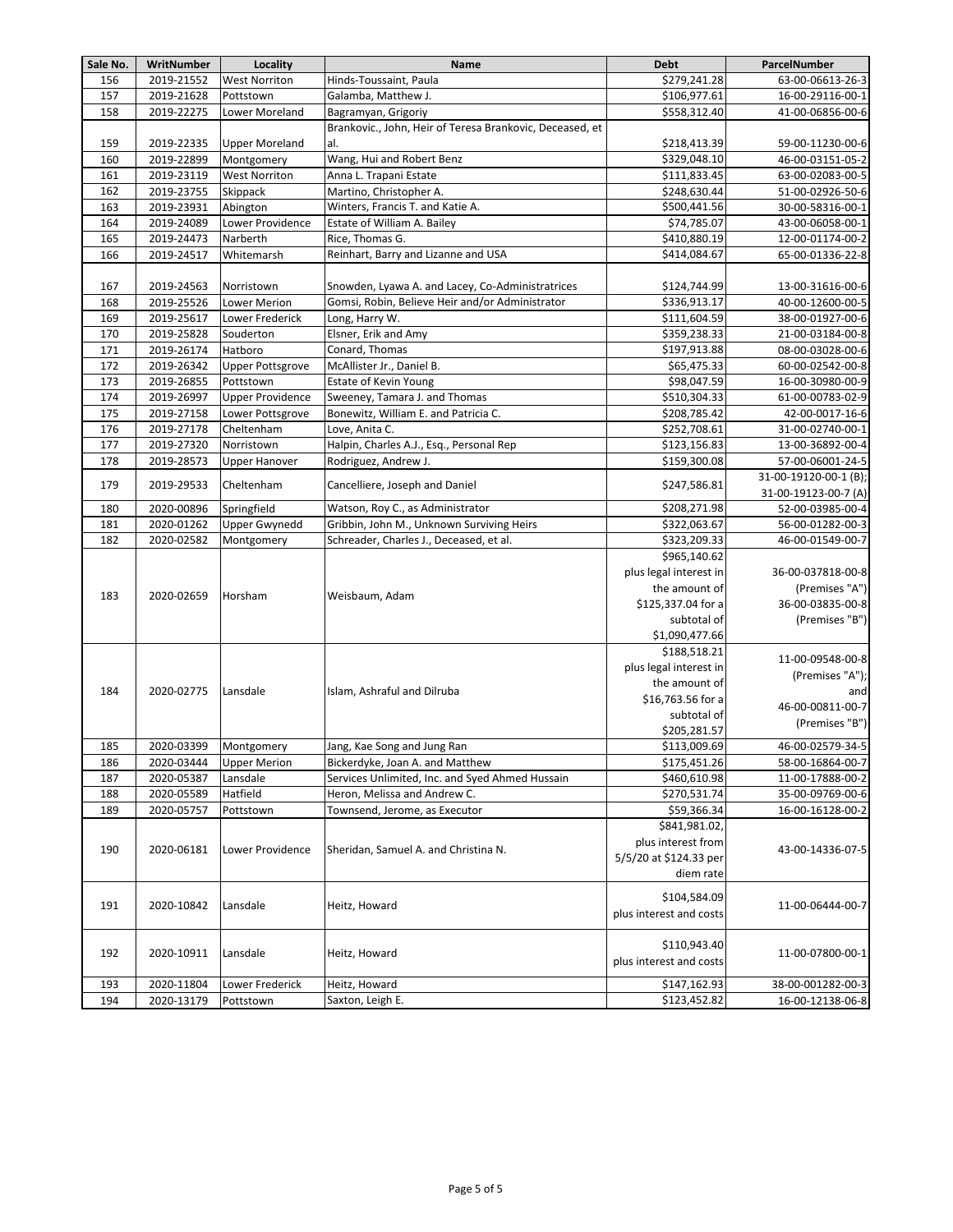| Sale No. | WritNumber | Locality | Name | Debt | ParcelNumber |
|---|---|---|---|---|---|
| 156 | 2019-21552 | West Norriton | Hinds-Toussaint, Paula | $279,241.28 | 63-00-06613-26-3 |
| 157 | 2019-21628 | Pottstown | Galamba, Matthew J. | $106,977.61 | 16-00-29116-00-1 |
| 158 | 2019-22275 | Lower Moreland | Bagramyan, Grigoriy | $558,312.40 | 41-00-06856-00-6 |
| 159 | 2019-22335 | Upper Moreland | Brankovic., John, Heir of Teresa Brankovic, Deceased, et al. | $218,413.39 | 59-00-11230-00-6 |
| 160 | 2019-22899 | Montgomery | Wang, Hui and Robert Benz | $329,048.10 | 46-00-03151-05-2 |
| 161 | 2019-23119 | West Norriton | Anna L. Trapani Estate | $111,833.45 | 63-00-02083-00-5 |
| 162 | 2019-23755 | Skippack | Martino, Christopher A. | $248,630.44 | 51-00-02926-50-6 |
| 163 | 2019-23931 | Abington | Winters, Francis T. and Katie A. | $500,441.56 | 30-00-58316-00-1 |
| 164 | 2019-24089 | Lower Providence | Estate of William A. Bailey | $74,785.07 | 43-00-06058-00-1 |
| 165 | 2019-24473 | Narberth | Rice, Thomas G. | $410,880.19 | 12-00-01174-00-2 |
| 166 | 2019-24517 | Whitemarsh | Reinhart, Barry and Lizanne and USA | $414,084.67 | 65-00-01336-22-8 |
| 167 | 2019-24563 | Norristown | Snowden, Lyawa A. and Lacey, Co-Administratrices | $124,744.99 | 13-00-31616-00-6 |
| 168 | 2019-25526 | Lower Merion | Gomsi, Robin, Believe Heir and/or Administrator | $336,913.17 | 40-00-12600-00-5 |
| 169 | 2019-25617 | Lower Frederick | Long, Harry W. | $111,604.59 | 38-00-01927-00-6 |
| 170 | 2019-25828 | Souderton | Elsner, Erik and Amy | $359,238.33 | 21-00-03184-00-8 |
| 171 | 2019-26174 | Hatboro | Conard, Thomas | $197,913.88 | 08-00-03028-00-6 |
| 172 | 2019-26342 | Upper Pottsgrove | McAllister Jr., Daniel B. | $65,475.33 | 60-00-02542-00-8 |
| 173 | 2019-26855 | Pottstown | Estate of Kevin Young | $98,047.59 | 16-00-30980-00-9 |
| 174 | 2019-26997 | Upper Providence | Sweeney, Tamara J. and Thomas | $510,304.33 | 61-00-00783-02-9 |
| 175 | 2019-27158 | Lower Pottsgrove | Bonewitz, William E. and Patricia C. | $208,785.42 | 42-00-0017-16-6 |
| 176 | 2019-27178 | Cheltenham | Love, Anita C. | $252,708.61 | 31-00-02740-00-1 |
| 177 | 2019-27320 | Norristown | Halpin, Charles A.J., Esq., Personal Rep | $123,156.83 | 13-00-36892-00-4 |
| 178 | 2019-28573 | Upper Hanover | Rodriguez, Andrew J. | $159,300.08 | 57-00-06001-24-5 |
| 179 | 2019-29533 | Cheltenham | Cancelliere, Joseph and Daniel | $247,586.81 | 31-00-19120-00-1 (B); 31-00-19123-00-7 (A) |
| 180 | 2020-00896 | Springfield | Watson, Roy C., as Administrator | $208,271.98 | 52-00-03985-00-4 |
| 181 | 2020-01262 | Upper Gwynedd | Gribbin, John M., Unknown Surviving Heirs | $322,063.67 | 56-00-01282-00-3 |
| 182 | 2020-02582 | Montgomery | Schreader, Charles J., Deceased, et al. | $323,209.33 | 46-00-01549-00-7 |
| 183 | 2020-02659 | Horsham | Weisbaum, Adam | $965,140.62 plus legal interest in the amount of $125,337.04 for a subtotal of $1,090,477.66 | 36-00-037818-00-8 (Premises "A") 36-00-03835-00-8 (Premises "B") |
| 184 | 2020-02775 | Lansdale | Islam, Ashraful and Dilruba | $188,518.21 plus legal interest in the amount of $16,763.56 for a subtotal of $205,281.57 | 11-00-09548-00-8 (Premises "A"); and 46-00-00811-00-7 (Premises "B") |
| 185 | 2020-03399 | Montgomery | Jang, Kae Song and Jung Ran | $113,009.69 | 46-00-02579-34-5 |
| 186 | 2020-03444 | Upper Merion | Bickerdyke, Joan A. and Matthew | $175,451.26 | 58-00-16864-00-7 |
| 187 | 2020-05387 | Lansdale | Services Unlimited, Inc. and Syed Ahmed Hussain | $460,610.98 | 11-00-17888-00-2 |
| 188 | 2020-05589 | Hatfield | Heron, Melissa and Andrew C. | $270,531.74 | 35-00-09769-00-6 |
| 189 | 2020-05757 | Pottstown | Townsend, Jerome, as Executor | $59,366.34 | 16-00-16128-00-2 |
| 190 | 2020-06181 | Lower Providence | Sheridan, Samuel A. and Christina N. | $841,981.02, plus interest from 5/5/20 at $124.33 per diem rate | 43-00-14336-07-5 |
| 191 | 2020-10842 | Lansdale | Heitz, Howard | $104,584.09 plus interest and costs | 11-00-06444-00-7 |
| 192 | 2020-10911 | Lansdale | Heitz, Howard | $110,943.40 plus interest and costs | 11-00-07800-00-1 |
| 193 | 2020-11804 | Lower Frederick | Heitz, Howard | $147,162.93 | 38-00-001282-00-3 |
| 194 | 2020-13179 | Pottstown | Saxton, Leigh E. | $123,452.82 | 16-00-12138-06-8 |